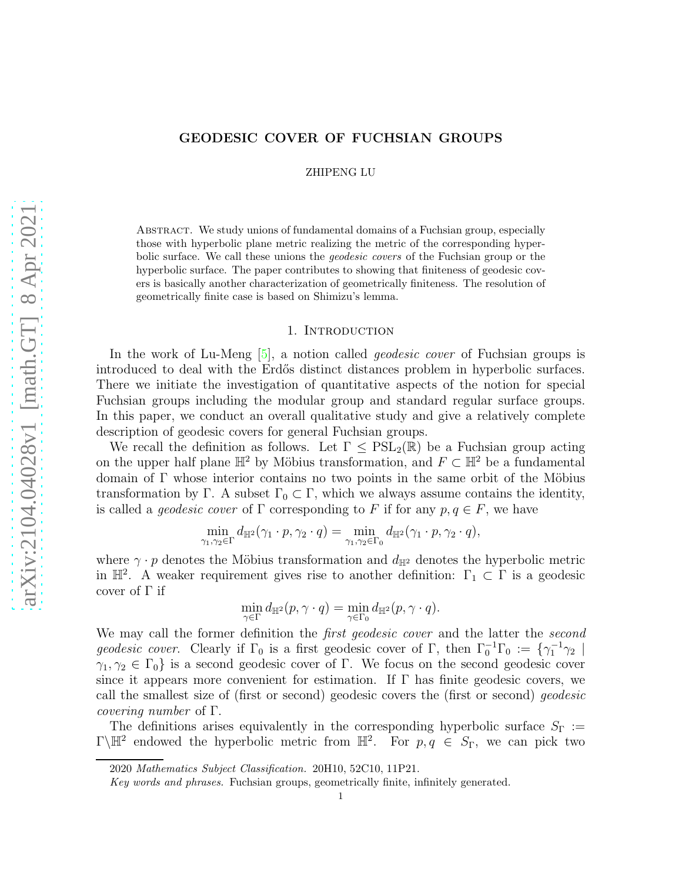# GEODESIC COVER OF FUCHSIAN GROUPS

ZHIPENG LU

Abstract. We study unions of fundamental domains of a Fuchsian group, especially those with hyperbolic plane metric realizing the metric of the corresponding hyperbolic surface. We call these unions the *geodesic covers* of the Fuchsian group or the hyperbolic surface. The paper contributes to showing that finiteness of geodesic covers is basically another characterization of geometrically finiteness. The resolution of geometrically finite case is based on Shimizu's lemma.

## 1. Introduction

In the work of Lu-Meng [5], a notion called *geodesic cover* of Fuchsian groups is introduced to deal with the Erdős distinct distances problem in hyperbolic surfaces. There we initiate the investigation of quantitative aspects of the notion for special Fuchsian groups including the modular group and standard regular surface groups. In this paper, we conduct an overall qualitative study and give a relatively complete description of geodesic covers for general Fuchsian groups.

We recall the definition as follows. Let $\Gamma \leq \mathrm{PSL}_2(\mathbb{R})$ be a Fuchsian group acting on the upper half plane $\mathbb{H}^2$ by Möbius transformation, and $F \subset \mathbb{H}^2$ be a fundamental domain of $\Gamma$ whose interior contains no two points in the same orbit of the Möbius transformation by $\Gamma$. A subset $\Gamma_0 \subset \Gamma$, which we always assume contains the identity, is called a *geodesic cover* of $\Gamma$ corresponding to $F$ if for any $p, q \in F$, we have

$$\min_{\gamma_1,\gamma_2\in\Gamma} d_{\mathbb{H}^2}(\gamma_1 \cdot p, \gamma_2 \cdot q) = \min_{\gamma_1,\gamma_2\in\Gamma_0} d_{\mathbb{H}^2}(\gamma_1 \cdot p, \gamma_2 \cdot q),$$

where $\gamma \cdot p$ denotes the Möbius transformation and $d_{\mathbb{H}^2}$ denotes the hyperbolic metric in $\mathbb{H}^2$. A weaker requirement gives rise to another definition: $\Gamma_1 \subset \Gamma$ is a geodesic cover of $\Gamma$ if

$$\min_{\gamma\in\Gamma} d_{\mathbb{H}^2}(p, \gamma \cdot q) = \min_{\gamma\in\Gamma_0} d_{\mathbb{H}^2}(p, \gamma \cdot q).$$

We may call the former definition the *first geodesic cover* and the latter the *second geodesic cover*. Clearly if $\Gamma_0$ is a first geodesic cover of $\Gamma$, then $\Gamma_0^{-1}\Gamma_0 := \{\gamma_1^{-1}\gamma_2 \mid \gamma_1, \gamma_2 \in \Gamma_0\}$ is a second geodesic cover of $\Gamma$. We focus on the second geodesic cover since it appears more convenient for estimation. If $\Gamma$ has finite geodesic covers, we call the smallest size of (first or second) geodesic covers the (first or second) *geodesic covering number* of $\Gamma$.

The definitions arises equivalently in the corresponding hyperbolic surface $S_\Gamma := \Gamma\backslash\mathbb{H}^2$ endowed the hyperbolic metric from $\mathbb{H}^2$. For $p, q \in S_\Gamma$, we can pick two

2020 *Mathematics Subject Classification.* 20H10, 52C10, 11P21.

*Key words and phrases.* Fuchsian groups, geometrically finite, infinitely generated.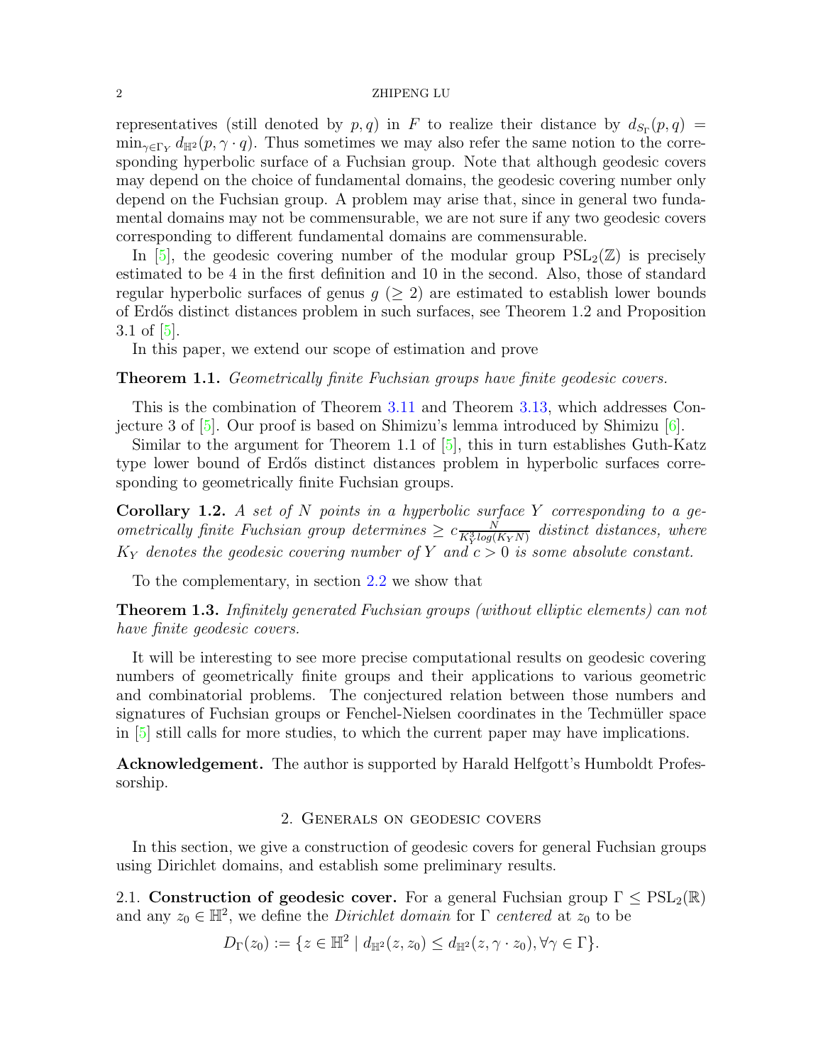representatives (still denoted by $p, q$) in $F$ to realize their distance by $d_{S_\Gamma}(p,q) = \min_{\gamma\in\Gamma_Y} d_{\mathbb{H}^2}(p, \gamma\cdot q)$. Thus sometimes we may also refer the same notion to the corresponding hyperbolic surface of a Fuchsian group. Note that although geodesic covers may depend on the choice of fundamental domains, the geodesic covering number only depend on the Fuchsian group. A problem may arise that, since in general two fundamental domains may not be commensurable, we are not sure if any two geodesic covers corresponding to different fundamental domains are commensurable.

In [5], the geodesic covering number of the modular group $\mathrm{PSL}_2(\mathbb{Z})$ is precisely estimated to be 4 in the first definition and 10 in the second. Also, those of standard regular hyperbolic surfaces of genus $g$ $(\geq 2)$ are estimated to establish lower bounds of Erdős distinct distances problem in such surfaces, see Theorem 1.2 and Proposition 3.1 of [5].

In this paper, we extend our scope of estimation and prove

**Theorem 1.1.** *Geometrically finite Fuchsian groups have finite geodesic covers.*

This is the combination of Theorem 3.11 and Theorem 3.13, which addresses Conjecture 3 of [5]. Our proof is based on Shimizu's lemma introduced by Shimizu [6].

Similar to the argument for Theorem 1.1 of [5], this in turn establishes Guth-Katz type lower bound of Erdős distinct distances problem in hyperbolic surfaces corresponding to geometrically finite Fuchsian groups.

**Corollary 1.2.** *A set of $N$ points in a hyperbolic surface $Y$ corresponding to a geometrically finite Fuchsian group determines $\geq c\frac{N}{K_Y^3 log(K_Y N)}$ distinct distances, where $K_Y$ denotes the geodesic covering number of $Y$ and $c > 0$ is some absolute constant.*

To the complementary, in section 2.2 we show that

**Theorem 1.3.** *Infinitely generated Fuchsian groups (without elliptic elements) can not have finite geodesic covers.*

It will be interesting to see more precise computational results on geodesic covering numbers of geometrically finite groups and their applications to various geometric and combinatorial problems. The conjectured relation between those numbers and signatures of Fuchsian groups or Fenchel-Nielsen coordinates in the Techmüller space in [5] still calls for more studies, to which the current paper may have implications.

**Acknowledgement.** The author is supported by Harald Helfgott's Humboldt Professorship.

## 2. Generals on geodesic covers

In this section, we give a construction of geodesic covers for general Fuchsian groups using Dirichlet domains, and establish some preliminary results.

### 2.1. Construction of geodesic cover.

For a general Fuchsian group $\Gamma \leq \mathrm{PSL}_2(\mathbb{R})$ and any $z_0 \in \mathbb{H}^2$, we define the *Dirichlet domain* for $\Gamma$ *centered* at $z_0$ to be

$$D_\Gamma(z_0) := \{z \in \mathbb{H}^2 \mid d_{\mathbb{H}^2}(z, z_0) \leq d_{\mathbb{H}^2}(z, \gamma\cdot z_0), \forall \gamma \in \Gamma\}.$$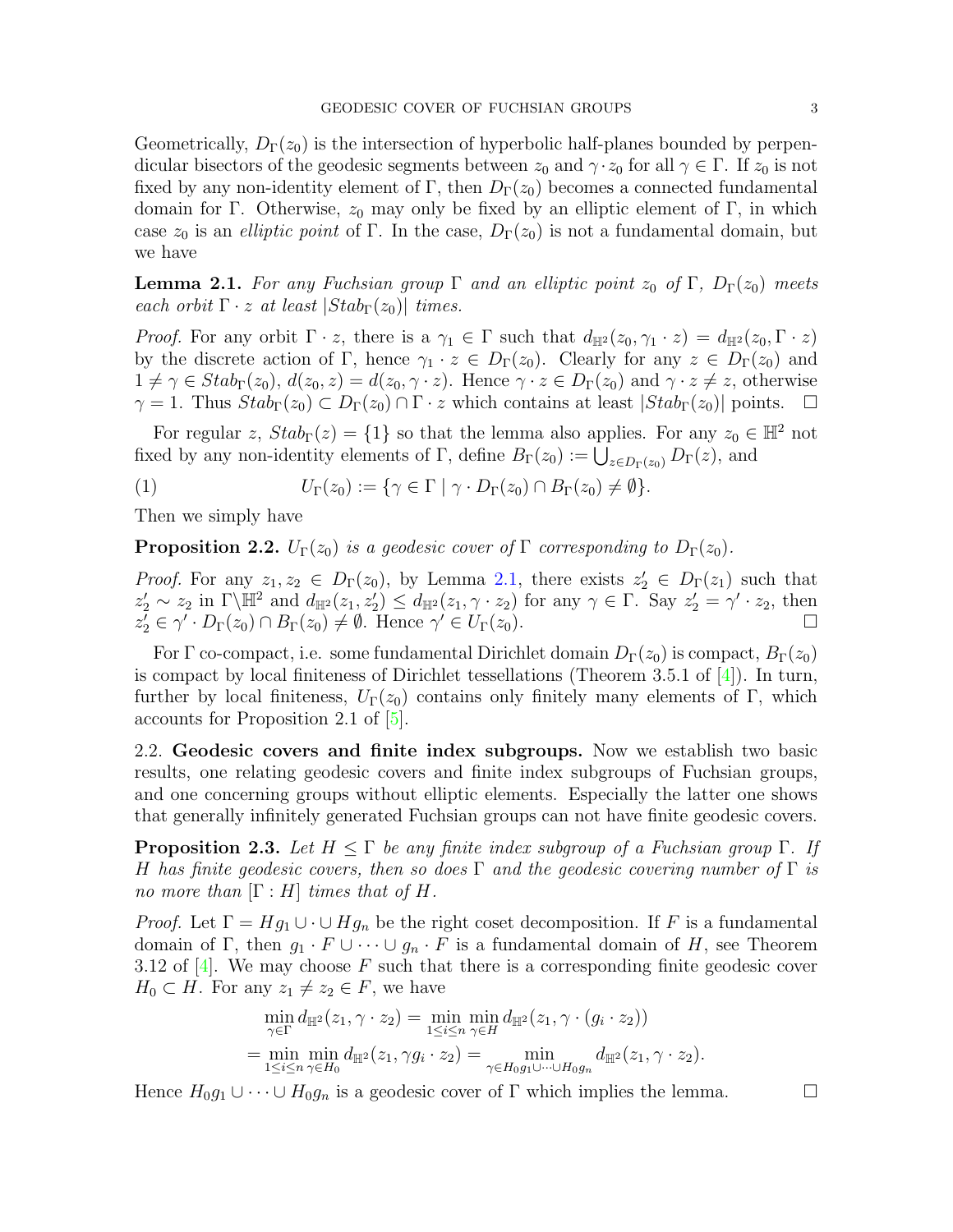Geometrically, $D_\Gamma(z_0)$ is the intersection of hyperbolic half-planes bounded by perpendicular bisectors of the geodesic segments between $z_0$ and $\gamma \cdot z_0$ for all $\gamma \in \Gamma$. If $z_0$ is not fixed by any non-identity element of $\Gamma$, then $D_\Gamma(z_0)$ becomes a connected fundamental domain for $\Gamma$. Otherwise, $z_0$ may only be fixed by an elliptic element of $\Gamma$, in which case $z_0$ is an *elliptic point* of $\Gamma$. In the case, $D_\Gamma(z_0)$ is not a fundamental domain, but we have

**Lemma 2.1.** *For any Fuchsian group $\Gamma$ and an elliptic point $z_0$ of $\Gamma$, $D_\Gamma(z_0)$ meets each orbit $\Gamma \cdot z$ at least $|Stab_\Gamma(z_0)|$ times.*

*Proof.* For any orbit $\Gamma \cdot z$, there is a $\gamma_1 \in \Gamma$ such that $d_{\mathbb{H}^2}(z_0, \gamma_1 \cdot z) = d_{\mathbb{H}^2}(z_0, \Gamma \cdot z)$ by the discrete action of $\Gamma$, hence $\gamma_1 \cdot z \in D_\Gamma(z_0)$. Clearly for any $z \in D_\Gamma(z_0)$ and $1 \neq \gamma \in Stab_\Gamma(z_0)$, $d(z_0, z) = d(z_0, \gamma \cdot z)$. Hence $\gamma \cdot z \in D_\Gamma(z_0)$ and $\gamma \cdot z \neq z$, otherwise $\gamma = 1$. Thus $Stab_\Gamma(z_0) \subset D_\Gamma(z_0) \cap \Gamma \cdot z$ which contains at least $|Stab_\Gamma(z_0)|$ points. $\square$

For regular $z$, $Stab_\Gamma(z) = \{1\}$ so that the lemma also applies. For any $z_0 \in \mathbb{H}^2$ not fixed by any non-identity elements of $\Gamma$, define $B_\Gamma(z_0) := \bigcup_{z \in D_\Gamma(z_0)} D_\Gamma(z)$, and

$$U_\Gamma(z_0) := \{\gamma \in \Gamma \mid \gamma \cdot D_\Gamma(z_0) \cap B_\Gamma(z_0) \neq \emptyset\}. \tag{1}$$

Then we simply have

**Proposition 2.2.** *$U_\Gamma(z_0)$ is a geodesic cover of $\Gamma$ corresponding to $D_\Gamma(z_0)$.*

*Proof.* For any $z_1, z_2 \in D_\Gamma(z_0)$, by Lemma 2.1, there exists $z_2' \in D_\Gamma(z_1)$ such that $z_2' \sim z_2$ in $\Gamma \backslash \mathbb{H}^2$ and $d_{\mathbb{H}^2}(z_1, z_2') \leq d_{\mathbb{H}^2}(z_1, \gamma \cdot z_2)$ for any $\gamma \in \Gamma$. Say $z_2' = \gamma' \cdot z_2$, then $z_2' \in \gamma' \cdot D_\Gamma(z_0) \cap B_\Gamma(z_0) \neq \emptyset$. Hence $\gamma' \in U_\Gamma(z_0)$. $\square$

For $\Gamma$ co-compact, i.e. some fundamental Dirichlet domain $D_\Gamma(z_0)$ is compact, $B_\Gamma(z_0)$ is compact by local finiteness of Dirichlet tessellations (Theorem 3.5.1 of [4]). In turn, further by local finiteness, $U_\Gamma(z_0)$ contains only finitely many elements of $\Gamma$, which accounts for Proposition 2.1 of [5].

2.2. **Geodesic covers and finite index subgroups.** Now we establish two basic results, one relating geodesic covers and finite index subgroups of Fuchsian groups, and one concerning groups without elliptic elements. Especially the latter one shows that generally infinitely generated Fuchsian groups can not have finite geodesic covers.

**Proposition 2.3.** *Let $H \leq \Gamma$ be any finite index subgroup of a Fuchsian group $\Gamma$. If $H$ has finite geodesic covers, then so does $\Gamma$ and the geodesic covering number of $\Gamma$ is no more than $[\Gamma : H]$ times that of $H$.*

*Proof.* Let $\Gamma = Hg_1 \cup \cdot \cup Hg_n$ be the right coset decomposition. If $F$ is a fundamental domain of $\Gamma$, then $g_1 \cdot F \cup \cdots \cup g_n \cdot F$ is a fundamental domain of $H$, see Theorem 3.12 of [4]. We may choose $F$ such that there is a corresponding finite geodesic cover $H_0 \subset H$. For any $z_1 \neq z_2 \in F$, we have

$$\min_{\gamma \in \Gamma} d_{\mathbb{H}^2}(z_1, \gamma \cdot z_2) = \min_{1 \leq i \leq n} \min_{\gamma \in H} d_{\mathbb{H}^2}(z_1, \gamma \cdot (g_i \cdot z_2))$$
$$= \min_{1 \leq i \leq n} \min_{\gamma \in H_0} d_{\mathbb{H}^2}(z_1, \gamma g_i \cdot z_2) = \min_{\gamma \in H_0 g_1 \cup \cdots \cup H_0 g_n} d_{\mathbb{H}^2}(z_1, \gamma \cdot z_2).$$

Hence $H_0 g_1 \cup \cdots \cup H_0 g_n$ is a geodesic cover of $\Gamma$ which implies the lemma. $\square$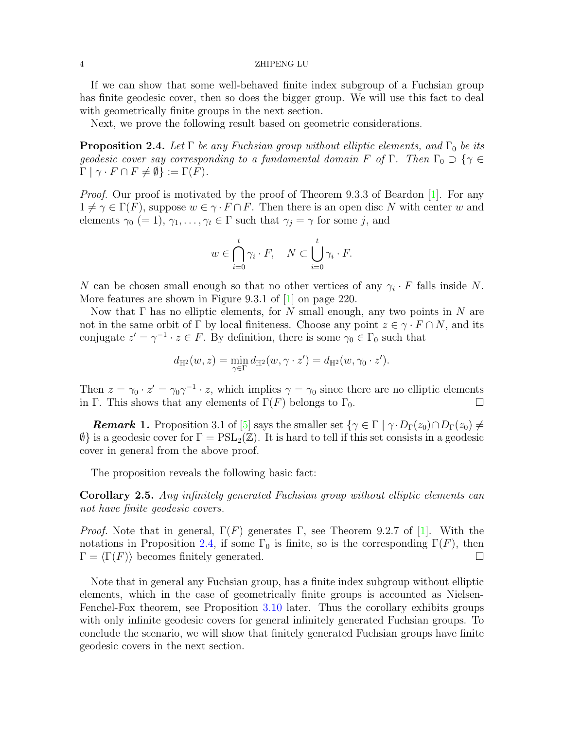If we can show that some well-behaved finite index subgroup of a Fuchsian group has finite geodesic cover, then so does the bigger group. We will use this fact to deal with geometrically finite groups in the next section.

Next, we prove the following result based on geometric considerations.

**Proposition 2.4.** *Let $\Gamma$ be any Fuchsian group without elliptic elements, and $\Gamma_0$ be its geodesic cover say corresponding to a fundamental domain $F$ of $\Gamma$. Then $\Gamma_0 \supset \{\gamma \in \Gamma \mid \gamma \cdot F \cap F \neq \emptyset\} := \Gamma(F)$.*

*Proof.* Our proof is motivated by the proof of Theorem 9.3.3 of Beardon [1]. For any $1 \neq \gamma \in \Gamma(F)$, suppose $w \in \gamma \cdot F \cap F$. Then there is an open disc $N$ with center $w$ and elements $\gamma_0$ $(= 1)$, $\gamma_1, \dots, \gamma_t \in \Gamma$ such that $\gamma_j = \gamma$ for some $j$, and

$$w \in \bigcap_{i=0}^{t} \gamma_i \cdot F, \quad N \subset \bigcup_{i=0}^{t} \gamma_i \cdot F.$$

$N$ can be chosen small enough so that no other vertices of any $\gamma_i \cdot F$ falls inside $N$. More features are shown in Figure 9.3.1 of [1] on page 220.

Now that $\Gamma$ has no elliptic elements, for $N$ small enough, any two points in $N$ are not in the same orbit of $\Gamma$ by local finiteness. Choose any point $z \in \gamma \cdot F \cap N$, and its conjugate $z' = \gamma^{-1} \cdot z \in F$. By definition, there is some $\gamma_0 \in \Gamma_0$ such that

$$d_{\mathbb{H}^2}(w, z) = \min_{\gamma \in \Gamma} d_{\mathbb{H}^2}(w, \gamma \cdot z') = d_{\mathbb{H}^2}(w, \gamma_0 \cdot z').$$

Then $z = \gamma_0 \cdot z' = \gamma_0 \gamma^{-1} \cdot z$, which implies $\gamma = \gamma_0$ since there are no elliptic elements in $\Gamma$. This shows that any elements of $\Gamma(F)$ belongs to $\Gamma_0$. □

***Remark* 1.** Proposition 3.1 of [5] says the smaller set $\{\gamma \in \Gamma \mid \gamma \cdot D_\Gamma(z_0) \cap D_\Gamma(z_0) \neq \emptyset\}$ is a geodesic cover for $\Gamma = \mathrm{PSL}_2(\mathbb{Z})$. It is hard to tell if this set consists in a geodesic cover in general from the above proof.

The proposition reveals the following basic fact:

**Corollary 2.5.** *Any infinitely generated Fuchsian group without elliptic elements can not have finite geodesic covers.*

*Proof.* Note that in general, $\Gamma(F)$ generates $\Gamma$, see Theorem 9.2.7 of [1]. With the notations in Proposition 2.4, if some $\Gamma_0$ is finite, so is the corresponding $\Gamma(F)$, then $\Gamma = \langle \Gamma(F) \rangle$ becomes finitely generated. □

Note that in general any Fuchsian group, has a finite index subgroup without elliptic elements, which in the case of geometrically finite groups is accounted as Nielsen-Fenchel-Fox theorem, see Proposition 3.10 later. Thus the corollary exhibits groups with only infinite geodesic covers for general infinitely generated Fuchsian groups. To conclude the scenario, we will show that finitely generated Fuchsian groups have finite geodesic covers in the next section.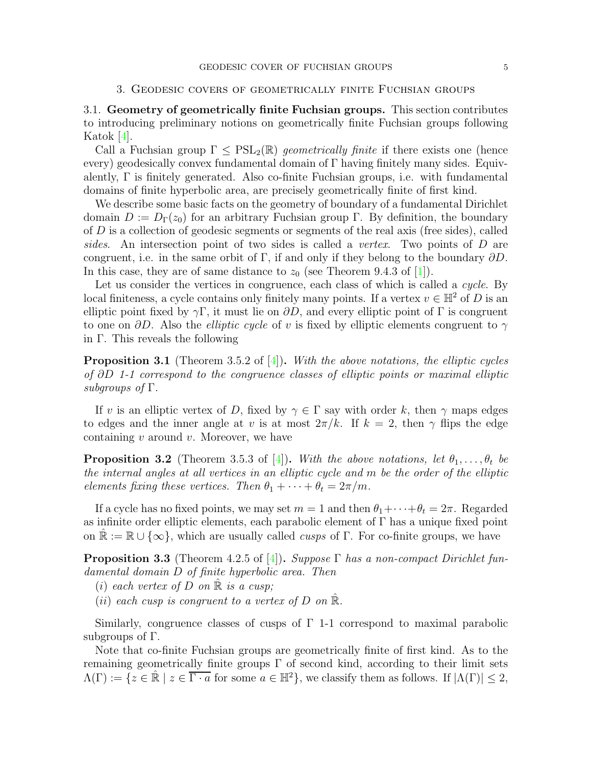## 3. Geodesic covers of geometrically finite Fuchsian groups

**3.1. Geometry of geometrically finite Fuchsian groups.** This section contributes to introducing preliminary notions on geometrically finite Fuchsian groups following Katok [4].

Call a Fuchsian group $\Gamma \leq \mathrm{PSL}_2(\mathbb{R})$ *geometrically finite* if there exists one (hence every) geodesically convex fundamental domain of $\Gamma$ having finitely many sides. Equivalently, $\Gamma$ is finitely generated. Also co-finite Fuchsian groups, i.e. with fundamental domains of finite hyperbolic area, are precisely geometrically finite of first kind.

We describe some basic facts on the geometry of boundary of a fundamental Dirichlet domain $D := D_\Gamma(z_0)$ for an arbitrary Fuchsian group $\Gamma$. By definition, the boundary of $D$ is a collection of geodesic segments or segments of the real axis (free sides), called *sides*. An intersection point of two sides is called a *vertex*. Two points of $D$ are congruent, i.e. in the same orbit of $\Gamma$, if and only if they belong to the boundary $\partial D$. In this case, they are of same distance to $z_0$ (see Theorem 9.4.3 of [1]).

Let us consider the vertices in congruence, each class of which is called a *cycle*. By local finiteness, a cycle contains only finitely many points. If a vertex $v \in \mathbb{H}^2$ of $D$ is an elliptic point fixed by $\gamma\Gamma$, it must lie on $\partial D$, and every elliptic point of $\Gamma$ is congruent to one on $\partial D$. Also the *elliptic cycle* of $v$ is fixed by elliptic elements congruent to $\gamma$ in $\Gamma$. This reveals the following

**Proposition 3.1** (Theorem 3.5.2 of [4])**.** *With the above notations, the elliptic cycles of $\partial D$ 1-1 correspond to the congruence classes of elliptic points or maximal elliptic subgroups of $\Gamma$.*

If $v$ is an elliptic vertex of $D$, fixed by $\gamma \in \Gamma$ say with order $k$, then $\gamma$ maps edges to edges and the inner angle at $v$ is at most $2\pi/k$. If $k = 2$, then $\gamma$ flips the edge containing $v$ around $v$. Moreover, we have

**Proposition 3.2** (Theorem 3.5.3 of [4])**.** *With the above notations, let $\theta_1, \dots, \theta_t$ be the internal angles at all vertices in an elliptic cycle and $m$ be the order of the elliptic elements fixing these vertices. Then $\theta_1 + \cdots + \theta_t = 2\pi/m$.*

If a cycle has no fixed points, we may set $m = 1$ and then $\theta_1 + \cdots + \theta_t = 2\pi$. Regarded as infinite order elliptic elements, each parabolic element of $\Gamma$ has a unique fixed point on $\hat{\mathbb{R}} := \mathbb{R} \cup \{\infty\}$, which are usually called *cusps* of $\Gamma$. For co-finite groups, we have

**Proposition 3.3** (Theorem 4.2.5 of [4])**.** *Suppose $\Gamma$ has a non-compact Dirichlet fundamental domain $D$ of finite hyperbolic area. Then*

$(i)$ *each vertex of $D$ on $\hat{\mathbb{R}}$ is a cusp;*

$(ii)$ *each cusp is congruent to a vertex of $D$ on $\hat{\mathbb{R}}$.*

Similarly, congruence classes of cusps of $\Gamma$ 1-1 correspond to maximal parabolic subgroups of $\Gamma$.

Note that co-finite Fuchsian groups are geometrically finite of first kind. As to the remaining geometrically finite groups $\Gamma$ of second kind, according to their limit sets $\Lambda(\Gamma) := \{z \in \hat{\mathbb{R}} \mid z \in \overline{\Gamma \cdot a} \text{ for some } a \in \mathbb{H}^2\}$, we classify them as follows. If $|\Lambda(\Gamma)| \leq 2$,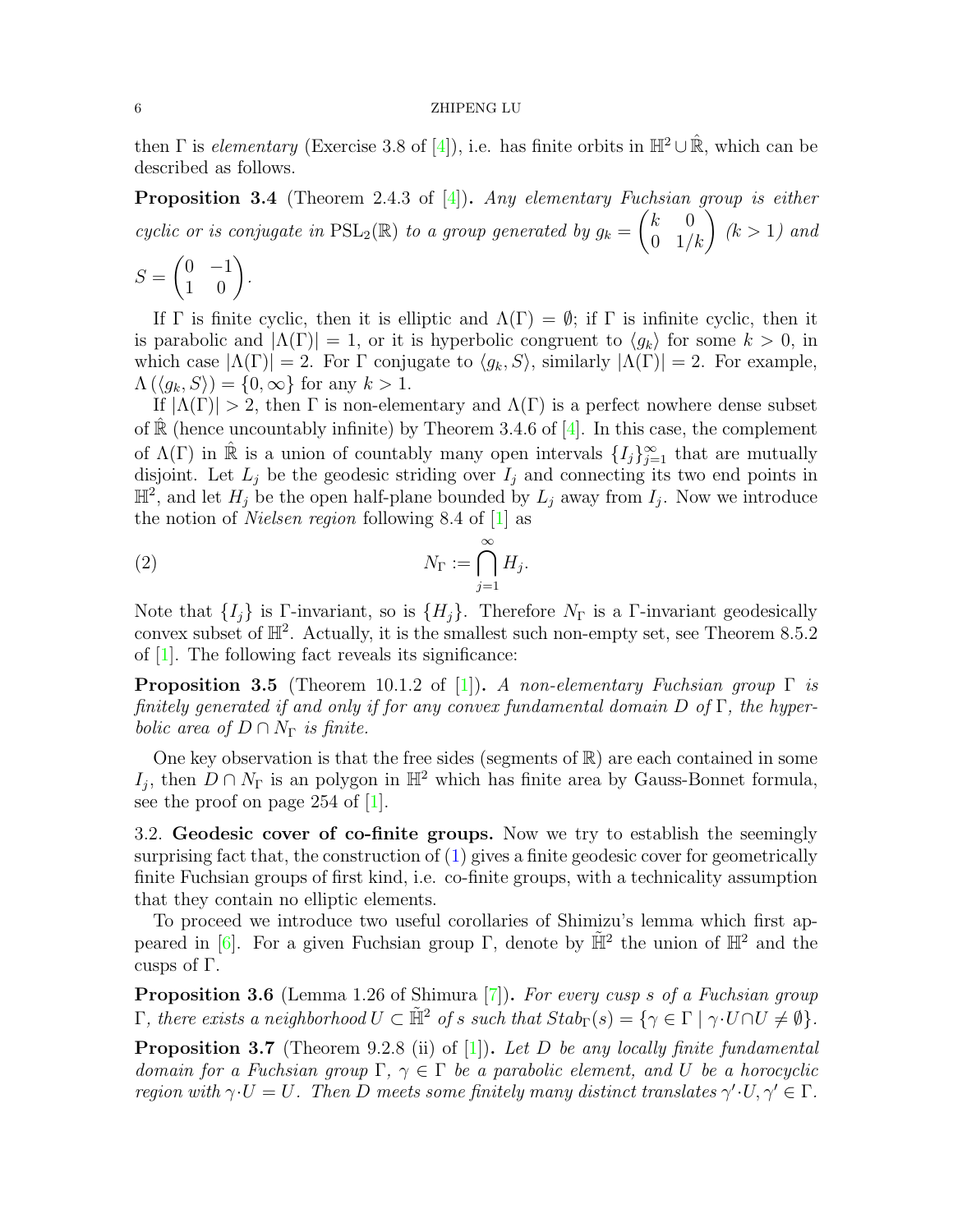then $\Gamma$ is *elementary* (Exercise 3.8 of [4]), i.e. has finite orbits in $\mathbb{H}^2 \cup \hat{\mathbb{R}}$, which can be described as follows.

**Proposition 3.4** (Theorem 2.4.3 of [4]). *Any elementary Fuchsian group is either cyclic or is conjugate in* $\mathrm{PSL}_2(\mathbb{R})$ *to a group generated by* $g_k = \begin{pmatrix} k & 0 \\ 0 & 1/k \end{pmatrix}$ *($k > 1$) and* $S = \begin{pmatrix} 0 & -1 \\ 1 & 0 \end{pmatrix}$.

If $\Gamma$ is finite cyclic, then it is elliptic and $\Lambda(\Gamma) = \emptyset$; if $\Gamma$ is infinite cyclic, then it is parabolic and $|\Lambda(\Gamma)| = 1$, or it is hyperbolic congruent to $\langle g_k \rangle$ for some $k > 0$, in which case $|\Lambda(\Gamma)| = 2$. For $\Gamma$ conjugate to $\langle g_k, S \rangle$, similarly $|\Lambda(\Gamma)| = 2$. For example, $\Lambda(\langle g_k, S \rangle) = \{0, \infty\}$ for any $k > 1$.

If $|\Lambda(\Gamma)| > 2$, then $\Gamma$ is non-elementary and $\Lambda(\Gamma)$ is a perfect nowhere dense subset of $\hat{\mathbb{R}}$ (hence uncountably infinite) by Theorem 3.4.6 of [4]. In this case, the complement of $\Lambda(\Gamma)$ in $\hat{\mathbb{R}}$ is a union of countably many open intervals $\{I_j\}_{j=1}^{\infty}$ that are mutually disjoint. Let $L_j$ be the geodesic striding over $I_j$ and connecting its two end points in $\mathbb{H}^2$, and let $H_j$ be the open half-plane bounded by $L_j$ away from $I_j$. Now we introduce the notion of *Nielsen region* following 8.4 of [1] as

$$N_\Gamma := \bigcap_{j=1}^{\infty} H_j. \tag{2}$$

Note that $\{I_j\}$ is $\Gamma$-invariant, so is $\{H_j\}$. Therefore $N_\Gamma$ is a $\Gamma$-invariant geodesically convex subset of $\mathbb{H}^2$. Actually, it is the smallest such non-empty set, see Theorem 8.5.2 of [1]. The following fact reveals its significance:

**Proposition 3.5** (Theorem 10.1.2 of [1]). *A non-elementary Fuchsian group $\Gamma$ is finitely generated if and only if for any convex fundamental domain $D$ of $\Gamma$, the hyperbolic area of $D \cap N_\Gamma$ is finite.*

One key observation is that the free sides (segments of $\mathbb{R}$) are each contained in some $I_j$, then $D \cap N_\Gamma$ is an polygon in $\mathbb{H}^2$ which has finite area by Gauss-Bonnet formula, see the proof on page 254 of [1].

3.2. **Geodesic cover of co-finite groups.** Now we try to establish the seemingly surprising fact that, the construction of (1) gives a finite geodesic cover for geometrically finite Fuchsian groups of first kind, i.e. co-finite groups, with a technicality assumption that they contain no elliptic elements.

To proceed we introduce two useful corollaries of Shimizu's lemma which first appeared in [6]. For a given Fuchsian group $\Gamma$, denote by $\tilde{\mathbb{H}}^2$ the union of $\mathbb{H}^2$ and the cusps of $\Gamma$.

**Proposition 3.6** (Lemma 1.26 of Shimura [7]). *For every cusp $s$ of a Fuchsian group $\Gamma$, there exists a neighborhood $U \subset \tilde{\mathbb{H}}^2$ of $s$ such that $Stab_\Gamma(s) = \{\gamma \in \Gamma \mid \gamma \cdot U \cap U \neq \emptyset\}$.*

**Proposition 3.7** (Theorem 9.2.8 (ii) of [1]). *Let $D$ be any locally finite fundamental domain for a Fuchsian group $\Gamma$, $\gamma \in \Gamma$ be a parabolic element, and $U$ be a horocyclic region with $\gamma \cdot U = U$. Then $D$ meets some finitely many distinct translates $\gamma' \cdot U, \gamma' \in \Gamma$.*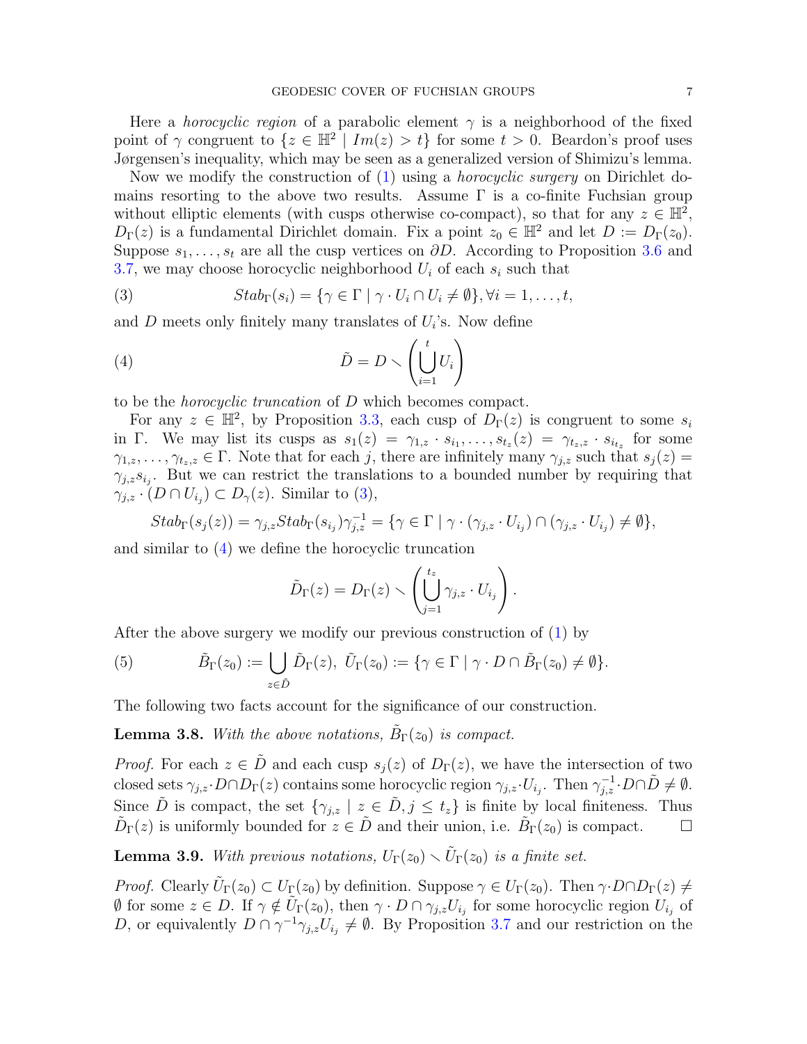Here a *horocyclic region* of a parabolic element $\gamma$ is a neighborhood of the fixed point of $\gamma$ congruent to $\{z \in \mathbb{H}^2 \mid Im(z) > t\}$ for some $t > 0$. Beardon's proof uses Jørgensen's inequality, which may be seen as a generalized version of Shimizu's lemma.

Now we modify the construction of (1) using a *horocyclic surgery* on Dirichlet domains resorting to the above two results. Assume $\Gamma$ is a co-finite Fuchsian group without elliptic elements (with cusps otherwise co-compact), so that for any $z \in \mathbb{H}^2$, $D_\Gamma(z)$ is a fundamental Dirichlet domain. Fix a point $z_0 \in \mathbb{H}^2$ and let $D := D_\Gamma(z_0)$. Suppose $s_1, \ldots, s_t$ are all the cusp vertices on $\partial D$. According to Proposition 3.6 and 3.7, we may choose horocyclic neighborhood $U_i$ of each $s_i$ such that

$$Stab_\Gamma(s_i) = \{\gamma \in \Gamma \mid \gamma \cdot U_i \cap U_i \neq \emptyset\}, \forall i = 1, \ldots, t, \tag{3}$$

and $D$ meets only finitely many translates of $U_i$'s. Now define

$$\tilde{D} = D \setminus \left( \bigcup_{i=1}^{t} U_i \right) \tag{4}$$

to be the *horocyclic truncation* of $D$ which becomes compact.

For any $z \in \mathbb{H}^2$, by Proposition 3.3, each cusp of $D_\Gamma(z)$ is congruent to some $s_i$ in $\Gamma$. We may list its cusps as $s_1(z) = \gamma_{1,z} \cdot s_{i_1}, \ldots, s_{t_z}(z) = \gamma_{t_z,z} \cdot s_{i_{t_z}}$ for some $\gamma_{1,z}, \ldots, \gamma_{t_z,z} \in \Gamma$. Note that for each $j$, there are infinitely many $\gamma_{j,z}$ such that $s_j(z) = \gamma_{j,z} s_{i_j}$. But we can restrict the translations to a bounded number by requiring that $\gamma_{j,z} \cdot (D \cap U_{i_j}) \subset D_\gamma(z)$. Similar to (3),

$$Stab_\Gamma(s_j(z)) = \gamma_{j,z} Stab_\Gamma(s_{i_j}) \gamma_{j,z}^{-1} = \{\gamma \in \Gamma \mid \gamma \cdot (\gamma_{j,z} \cdot U_{i_j}) \cap (\gamma_{j,z} \cdot U_{i_j}) \neq \emptyset\},$$

and similar to (4) we define the horocyclic truncation

$$\tilde{D}_\Gamma(z) = D_\Gamma(z) \setminus \left( \bigcup_{j=1}^{t_z} \gamma_{j,z} \cdot U_{i_j} \right).$$

After the above surgery we modify our previous construction of (1) by

$$\tilde{B}_\Gamma(z_0) := \bigcup_{z \in \tilde{D}} \tilde{D}_\Gamma(z), \; \tilde{U}_\Gamma(z_0) := \{\gamma \in \Gamma \mid \gamma \cdot D \cap \tilde{B}_\Gamma(z_0) \neq \emptyset\}. \tag{5}$$

The following two facts account for the significance of our construction.

**Lemma 3.8.** *With the above notations, $\tilde{B}_\Gamma(z_0)$ is compact.*

*Proof.* For each $z \in \tilde{D}$ and each cusp $s_j(z)$ of $D_\Gamma(z)$, we have the intersection of two closed sets $\gamma_{j,z} \cdot D \cap D_\Gamma(z)$ contains some horocyclic region $\gamma_{j,z} \cdot U_{i_j}$. Then $\gamma_{j,z}^{-1} \cdot D \cap \tilde{D} \neq \emptyset$. Since $\tilde{D}$ is compact, the set $\{\gamma_{j,z} \mid z \in \tilde{D}, j \leq t_z\}$ is finite by local finiteness. Thus $\tilde{D}_\Gamma(z)$ is uniformly bounded for $z \in \tilde{D}$ and their union, i.e. $\tilde{B}_\Gamma(z_0)$ is compact. $\square$

**Lemma 3.9.** *With previous notations, $U_\Gamma(z_0) \setminus \tilde{U}_\Gamma(z_0)$ is a finite set.*

*Proof.* Clearly $\tilde{U}_\Gamma(z_0) \subset U_\Gamma(z_0)$ by definition. Suppose $\gamma \in U_\Gamma(z_0)$. Then $\gamma \cdot D \cap D_\Gamma(z) \neq \emptyset$ for some $z \in D$. If $\gamma \notin \tilde{U}_\Gamma(z_0)$, then $\gamma \cdot D \cap \gamma_{j,z} U_{i_j}$ for some horocyclic region $U_{i_j}$ of $D$, or equivalently $D \cap \gamma^{-1} \gamma_{j,z} U_{i_j} \neq \emptyset$. By Proposition 3.7 and our restriction on the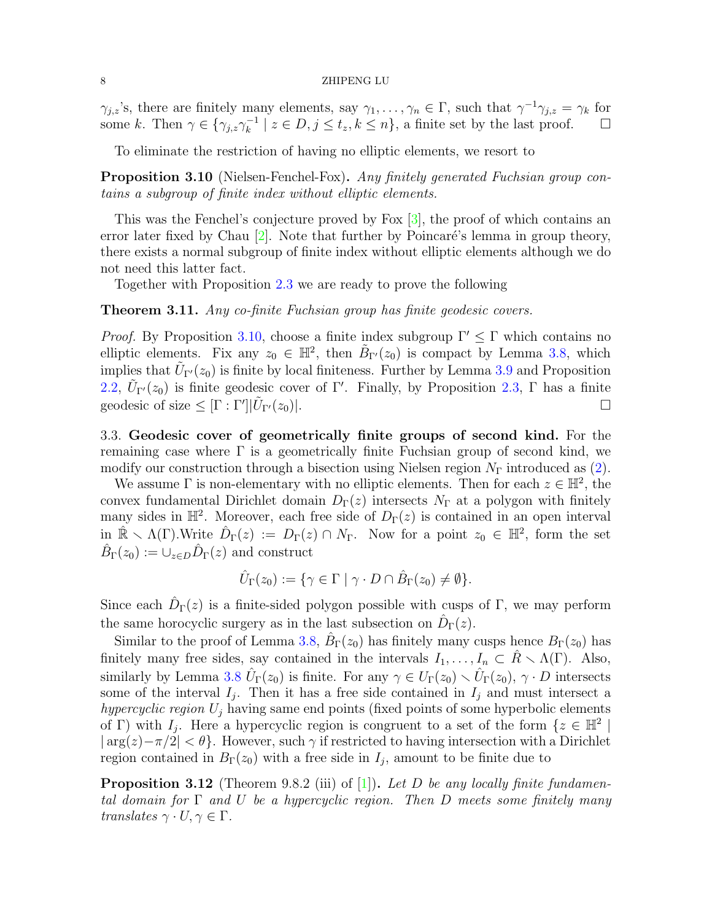$\gamma_{j,z}$'s, there are finitely many elements, say $\gamma_1, \ldots, \gamma_n \in \Gamma$, such that $\gamma^{-1}\gamma_{j,z} = \gamma_k$ for some $k$. Then $\gamma \in \{\gamma_{j,z}\gamma_k^{-1} \mid z \in D, j \leq t_z, k \leq n\}$, a finite set by the last proof. $\square$

To eliminate the restriction of having no elliptic elements, we resort to

**Proposition 3.10** (Nielsen-Fenchel-Fox)**.** *Any finitely generated Fuchsian group contains a subgroup of finite index without elliptic elements.*

This was the Fenchel's conjecture proved by Fox [3], the proof of which contains an error later fixed by Chau [2]. Note that further by Poincaré's lemma in group theory, there exists a normal subgroup of finite index without elliptic elements although we do not need this latter fact.

Together with Proposition 2.3 we are ready to prove the following

**Theorem 3.11.** *Any co-finite Fuchsian group has finite geodesic covers.*

*Proof.* By Proposition 3.10, choose a finite index subgroup $\Gamma' \leq \Gamma$ which contains no elliptic elements. Fix any $z_0 \in \mathbb{H}^2$, then $\tilde{B}_{\Gamma'}(z_0)$ is compact by Lemma 3.8, which implies that $\tilde{U}_{\Gamma'}(z_0)$ is finite by local finiteness. Further by Lemma 3.9 and Proposition 2.2, $\tilde{U}_{\Gamma'}(z_0)$ is finite geodesic cover of $\Gamma'$. Finally, by Proposition 2.3, $\Gamma$ has a finite geodesic of size $\leq [\Gamma : \Gamma']|\tilde{U}_{\Gamma'}(z_0)|$. $\square$

3.3. **Geodesic cover of geometrically finite groups of second kind.** For the remaining case where $\Gamma$ is a geometrically finite Fuchsian group of second kind, we modify our construction through a bisection using Nielsen region $N_\Gamma$ introduced as (2).

We assume $\Gamma$ is non-elementary with no elliptic elements. Then for each $z \in \mathbb{H}^2$, the convex fundamental Dirichlet domain $D_\Gamma(z)$ intersects $N_\Gamma$ at a polygon with finitely many sides in $\mathbb{H}^2$. Moreover, each free side of $D_\Gamma(z)$ is contained in an open interval in $\hat{\mathbb{R}} \setminus \Lambda(\Gamma)$.Write $\hat{D}_\Gamma(z) := D_\Gamma(z) \cap N_\Gamma$. Now for a point $z_0 \in \mathbb{H}^2$, form the set $\hat{B}_\Gamma(z_0) := \cup_{z \in D} \hat{D}_\Gamma(z)$ and construct

$$\hat{U}_\Gamma(z_0) := \{\gamma \in \Gamma \mid \gamma \cdot D \cap \hat{B}_\Gamma(z_0) \neq \emptyset\}.$$

Since each $\hat{D}_\Gamma(z)$ is a finite-sided polygon possible with cusps of $\Gamma$, we may perform the same horocyclic surgery as in the last subsection on $\hat{D}_\Gamma(z)$.

Similar to the proof of Lemma 3.8, $\hat{B}_\Gamma(z_0)$ has finitely many cusps hence $B_\Gamma(z_0)$ has finitely many free sides, say contained in the intervals $I_1, \ldots, I_n \subset \hat{R} \setminus \Lambda(\Gamma)$. Also, similarly by Lemma 3.8 $\hat{U}_\Gamma(z_0)$ is finite. For any $\gamma \in U_\Gamma(z_0) \setminus \hat{U}_\Gamma(z_0)$, $\gamma \cdot D$ intersects some of the interval $I_j$. Then it has a free side contained in $I_j$ and must intersect a *hypercyclic region* $U_j$ having same end points (fixed points of some hyperbolic elements of $\Gamma$) with $I_j$. Here a hypercyclic region is congruent to a set of the form $\{z \in \mathbb{H}^2 \mid |\arg(z) - \pi/2| < \theta\}$. However, such $\gamma$ if restricted to having intersection with a Dirichlet region contained in $B_\Gamma(z_0)$ with a free side in $I_j$, amount to be finite due to

**Proposition 3.12** (Theorem 9.8.2 (iii) of [1])**.** *Let $D$ be any locally finite fundamental domain for $\Gamma$ and $U$ be a hypercyclic region. Then $D$ meets some finitely many translates $\gamma \cdot U, \gamma \in \Gamma$.*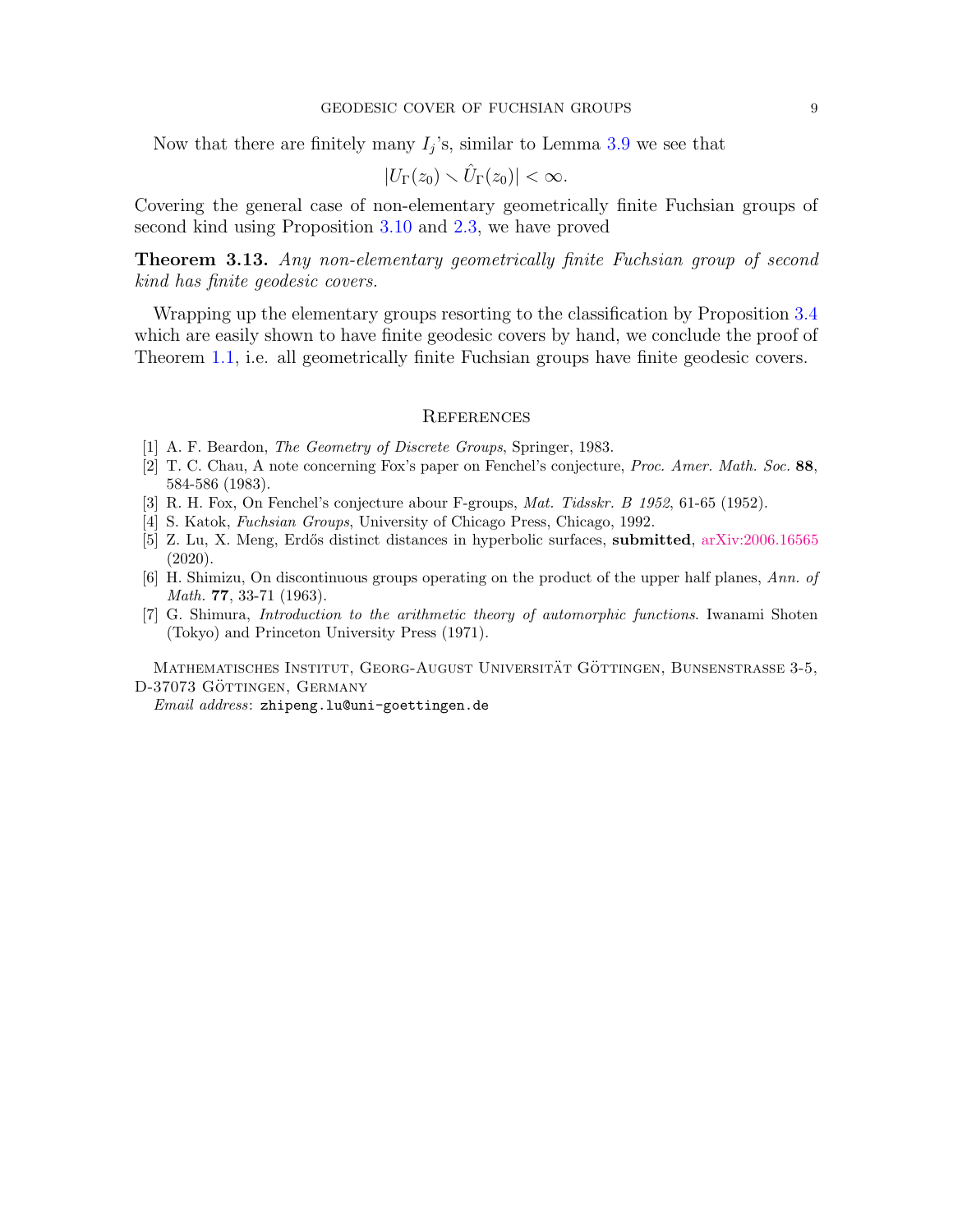Now that there are finitely many $I_j$'s, similar to Lemma 3.9 we see that

$$|U_\Gamma(z_0) \smallsetminus \hat{U}_\Gamma(z_0)| < \infty.$$

Covering the general case of non-elementary geometrically finite Fuchsian groups of second kind using Proposition 3.10 and 2.3, we have proved

**Theorem 3.13.** *Any non-elementary geometrically finite Fuchsian group of second kind has finite geodesic covers.*

Wrapping up the elementary groups resorting to the classification by Proposition 3.4 which are easily shown to have finite geodesic covers by hand, we conclude the proof of Theorem 1.1, i.e. all geometrically finite Fuchsian groups have finite geodesic covers.

## References

[1] A. F. Beardon, *The Geometry of Discrete Groups*, Springer, 1983.

[2] T. C. Chau, A note concerning Fox's paper on Fenchel's conjecture, *Proc. Amer. Math. Soc.* **88**, 584-586 (1983).

[3] R. H. Fox, On Fenchel's conjecture abour F-groups, *Mat. Tidsskr. B 1952*, 61-65 (1952).

[4] S. Katok, *Fuchsian Groups*, University of Chicago Press, Chicago, 1992.

[5] Z. Lu, X. Meng, Erdős distinct distances in hyperbolic surfaces, **submitted**, arXiv:2006.16565 (2020).

[6] H. Shimizu, On discontinuous groups operating on the product of the upper half planes, *Ann. of Math.* **77**, 33-71 (1963).

[7] G. Shimura, *Introduction to the arithmetic theory of automorphic functions*. Iwanami Shoten (Tokyo) and Princeton University Press (1971).

Mathematisches Institut, Georg-August Universität Göttingen, Bunsenstrasse 3-5, D-37073 Göttingen, Germany

*Email address*: zhipeng.lu@uni-goettingen.de